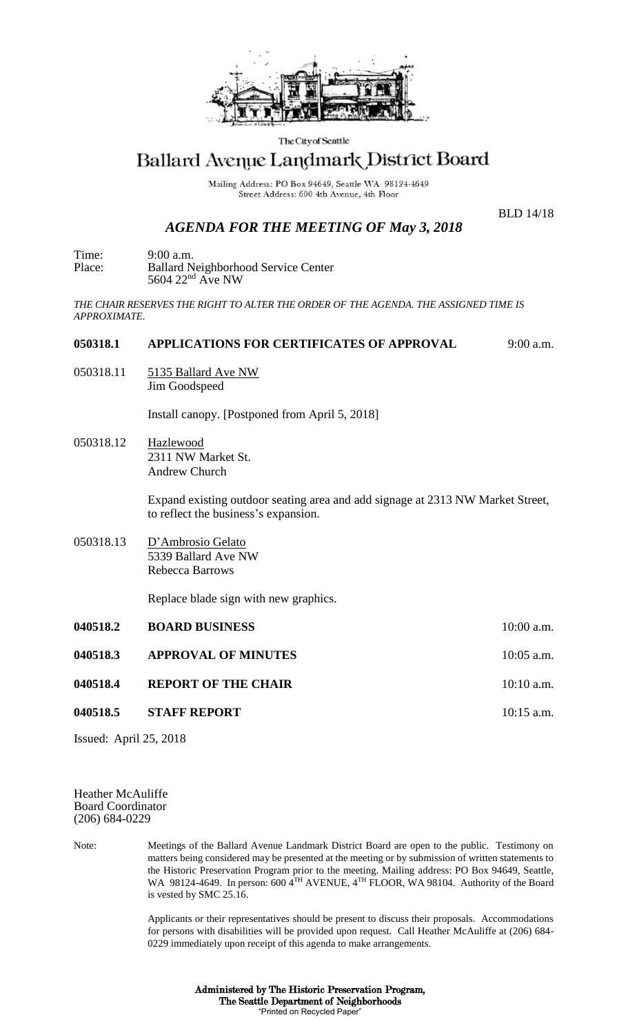The City of Seattle

# Ballard Avenue Landmark District Board

Mailing Address: PO Box 94649, Seattle WA 98124-4649
Street Address: 600 4th Avenue, 4th Floor

BLD 14/18

## *AGENDA FOR THE MEETING OF May 3, 2018*

Time: 9:00 a.m.
Place: Ballard Neighborhood Service Center
5604 22nd Ave NW

*THE CHAIR RESERVES THE RIGHT TO ALTER THE ORDER OF THE AGENDA. THE ASSIGNED TIME IS APPROXIMATE.*

**050318.1 APPLICATIONS FOR CERTIFICATES OF APPROVAL** 9:00 a.m.

050318.11 5135 Ballard Ave NW
Jim Goodspeed

Install canopy. [Postponed from April 5, 2018]

050318.12 Hazlewood
2311 NW Market St.
Andrew Church

Expand existing outdoor seating area and add signage at 2313 NW Market Street, to reflect the business's expansion.

050318.13 D'Ambrosio Gelato
5339 Ballard Ave NW
Rebecca Barrows

Replace blade sign with new graphics.

**040518.2 BOARD BUSINESS** 10:00 a.m.

**040518.3 APPROVAL OF MINUTES** 10:05 a.m.

**040518.4 REPORT OF THE CHAIR** 10:10 a.m.

**040518.5 STAFF REPORT** 10:15 a.m.

Issued: April 25, 2018

Heather McAuliffe
Board Coordinator
(206) 684-0229

Note: Meetings of the Ballard Avenue Landmark District Board are open to the public. Testimony on matters being considered may be presented at the meeting or by submission of written statements to the Historic Preservation Program prior to the meeting. Mailing address: PO Box 94649, Seattle, WA 98124-4649. In person: 600 4TH AVENUE, 4TH FLOOR, WA 98104. Authority of the Board is vested by SMC 25.16.

Applicants or their representatives should be present to discuss their proposals. Accommodations for persons with disabilities will be provided upon request. Call Heather McAuliffe at (206) 684-0229 immediately upon receipt of this agenda to make arrangements.

**Administered by The Historic Preservation Program,**
**The Seattle Department of Neighborhoods**
"Printed on Recycled Paper"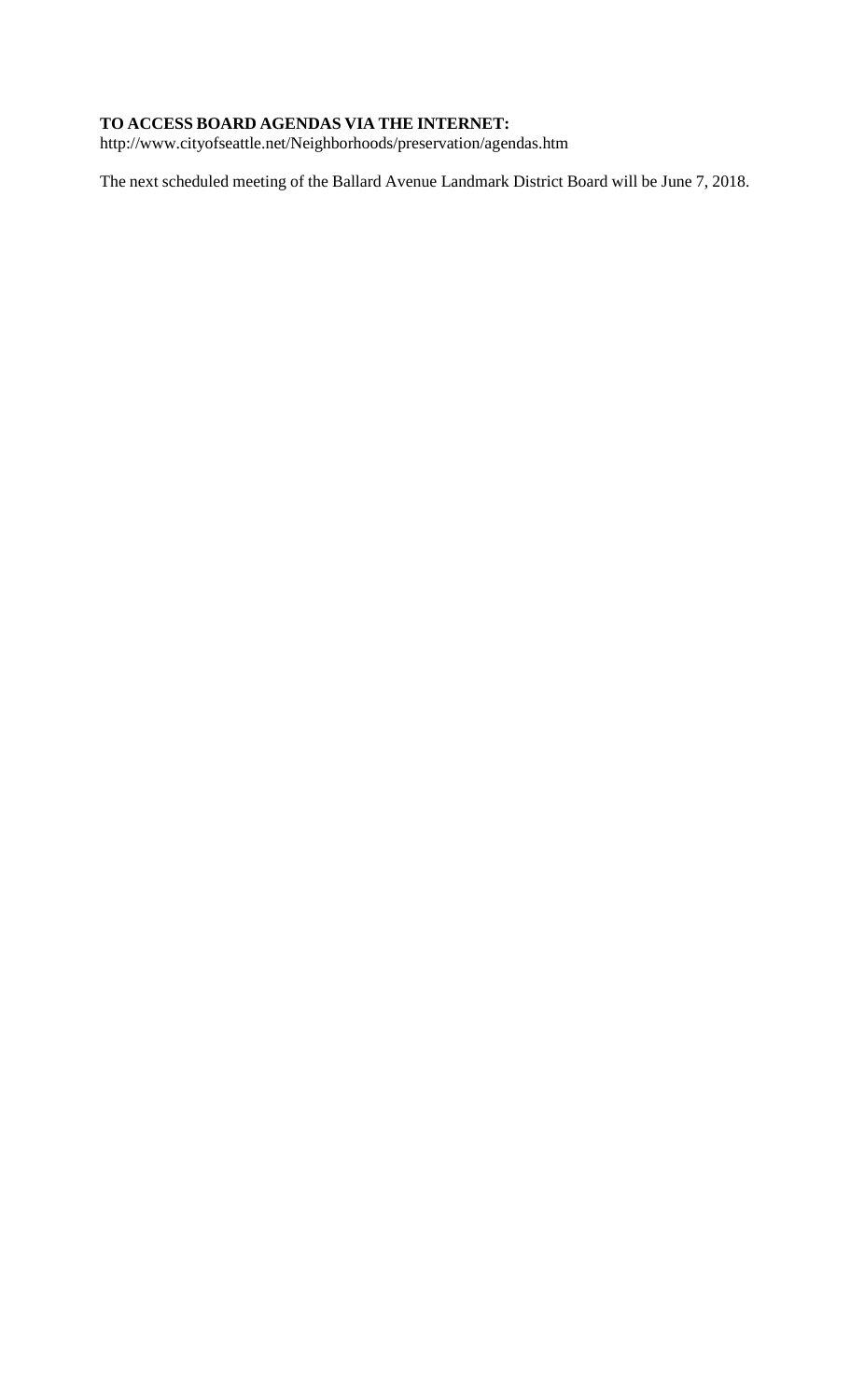**TO ACCESS BOARD AGENDAS VIA THE INTERNET:**
http://www.cityofseattle.net/Neighborhoods/preservation/agendas.htm

The next scheduled meeting of the Ballard Avenue Landmark District Board will be June 7, 2018.